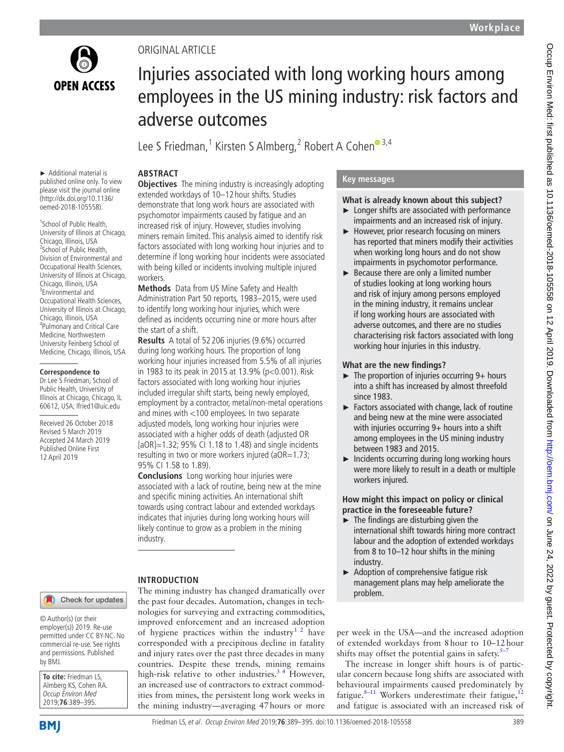ORIGINAL ARTICLE

# Injuries associated with long working hours among employees in the US mining industry: risk factors and adverse outcomes

Lee S Friedman,[1] Kirsten S Almberg,[2] Robert A Cohen[3,4]

► Additional material is published online only. To view please visit the journal online (http://dx.doi.org/10.1136/oemed-2018-105558).

[1]School of Public Health, University of Illinois at Chicago, Chicago, Illinois, USA
[2]School of Public Health, Division of Environmental and Occupational Health Sciences, University of Illinois at Chicago, Chicago, Illinois, USA
[3]Environmental and Occupational Health Sciences, University of Illinois at Chicago, Chicago, Illinois, USA
[4]Pulmonary and Critical Care Medicine, Northwestern University Feinberg School of Medicine, Chicago, Illinois, USA

**Correspondence to**
Dr Lee S Friedman, School of Public Health, University of Illinois at Chicago, Chicago, IL 60612, USA; lfried1@uic.edu

Received 26 October 2018
Revised 5 March 2019
Accepted 24 March 2019
Published Online First 12 April 2019

© Author(s) (or their employer(s)) 2019. Re-use permitted under CC BY-NC. No commercial re-use. See rights and permissions. Published by BMJ.

**To cite:** Friedman LS, Almberg KS, Cohen RA. *Occup Environ Med* 2019;**76**:389–395.

## ABSTRACT

**Objectives** The mining industry is increasingly adopting extended workdays of 10–12 hour shifts. Studies demonstrate that long work hours are associated with psychomotor impairments caused by fatigue and an increased risk of injury. However, studies involving miners remain limited. This analysis aimed to identify risk factors associated with long working hour injuries and to determine if long working hour incidents were associated with being killed or incidents involving multiple injured workers.

**Methods** Data from US Mine Safety and Health Administration Part 50 reports, 1983–2015, were used to identify long working hour injuries, which were defined as incidents occurring nine or more hours after the start of a shift.

**Results** A total of 52 206 injuries (9.6%) occurred during long working hours. The proportion of long working hour injuries increased from 5.5% of all injuries in 1983 to its peak in 2015 at 13.9% ($p<0.001$). Risk factors associated with long working hour injuries included irregular shift starts, being newly employed, employment by a contractor, metal/non-metal operations and mines with <100 employees. In two separate adjusted models, long working hour injuries were associated with a higher odds of death (adjusted OR [aOR]=1.32; 95% CI 1.18 to 1.48) and single incidents resulting in two or more workers injured (aOR=1.73; 95% CI 1.58 to 1.89).

**Conclusions** Long working hour injuries were associated with a lack of routine, being new at the mine and specific mining activities. An international shift towards using contract labour and extended workdays indicates that injuries during long working hours will likely continue to grow as a problem in the mining industry.

## Key messages

### What is already known about this subject?

- Longer shifts are associated with performance impairments and an increased risk of injury.
- However, prior research focusing on miners has reported that miners modify their activities when working long hours and do not show impairments in psychomotor performance.
- Because there are only a limited number of studies looking at long working hours and risk of injury among persons employed in the mining industry, it remains unclear if long working hours are associated with adverse outcomes, and there are no studies characterising risk factors associated with long working hour injuries in this industry.

### What are the new findings?

- The proportion of injuries occurring 9+ hours into a shift has increased by almost threefold since 1983.
- Factors associated with change, lack of routine and being new at the mine were associated with injuries occurring 9+ hours into a shift among employees in the US mining industry between 1983 and 2015.
- Incidents occurring during long working hours were more likely to result in a death or multiple workers injured.

### How might this impact on policy or clinical practice in the foreseeable future?

- The findings are disturbing given the international shift towards hiring more contract labour and the adoption of extended workdays from 8 to 10–12 hour shifts in the mining industry.
- Adoption of comprehensive fatigue risk management plans may help ameliorate the problem.

## INTRODUCTION

The mining industry has changed dramatically over the past four decades. Automation, changes in technologies for surveying and extracting commodities, improved enforcement and an increased adoption of hygiene practices within the industry[1,2] have corresponded with a precipitous decline in fatality and injury rates over the past three decades in many countries. Despite these trends, mining remains high-risk relative to other industries.[3,4] However, an increased use of contractors to extract commodities from mines, the persistent long work weeks in the mining industry—averaging 47 hours or more per week in the USA—and the increased adoption of extended workdays from 8 hour to 10–12 hour shifts may offset the potential gains in safety.[5–7]

The increase in longer shift hours is of particular concern because long shifts are associated with behavioural impairments caused predominately by fatigue.[8–11] Workers underestimate their fatigue,[12] and fatigue is associated with an increased risk of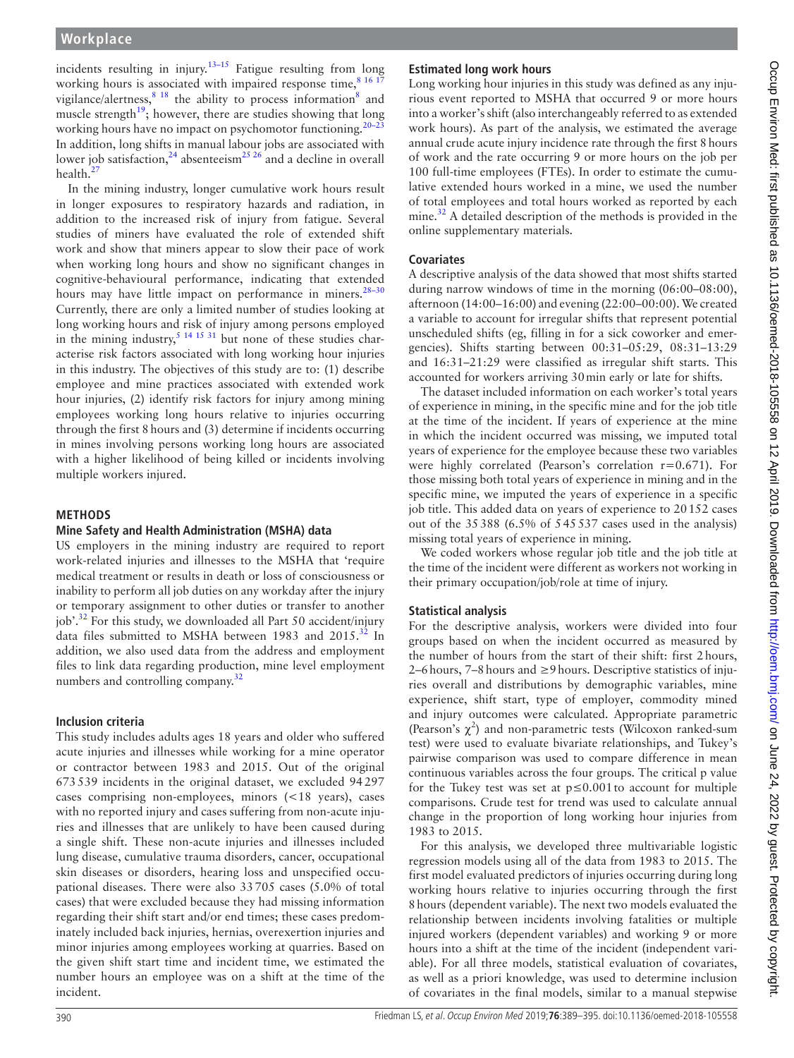incidents resulting in injury.[13–15] Fatigue resulting from long working hours is associated with impaired response time,[8 16 17] vigilance/alertness,[8 18] the ability to process information[8] and muscle strength[19]; however, there are studies showing that long working hours have no impact on psychomotor functioning.[20–23] In addition, long shifts in manual labour jobs are associated with lower job satisfaction,[24] absenteeism[25 26] and a decline in overall health.[27]

In the mining industry, longer cumulative work hours result in longer exposures to respiratory hazards and radiation, in addition to the increased risk of injury from fatigue. Several studies of miners have evaluated the role of extended shift work and show that miners appear to slow their pace of work when working long hours and show no significant changes in cognitive-behavioural performance, indicating that extended hours may have little impact on performance in miners.[28–30] Currently, there are only a limited number of studies looking at long working hours and risk of injury among persons employed in the mining industry,[5 14 15 31] but none of these studies characterise risk factors associated with long working hour injuries in this industry. The objectives of this study are to: (1) describe employee and mine practices associated with extended work hour injuries, (2) identify risk factors for injury among mining employees working long hours relative to injuries occurring through the first 8 hours and (3) determine if incidents occurring in mines involving persons working long hours are associated with a higher likelihood of being killed or incidents involving multiple workers injured.

## METHODS

### Mine Safety and Health Administration (MSHA) data

US employers in the mining industry are required to report work-related injuries and illnesses to the MSHA that 'require medical treatment or result in death or loss of consciousness or inability to perform all job duties on any workday after the injury or temporary assignment to other duties or transfer to another job'.[32] For this study, we downloaded all Part 50 accident/injury data files submitted to MSHA between 1983 and 2015.[32] In addition, we also used data from the address and employment files to link data regarding production, mine level employment numbers and controlling company.[32]

### Inclusion criteria

This study includes adults ages 18 years and older who suffered acute injuries and illnesses while working for a mine operator or contractor between 1983 and 2015. Out of the original 673 539 incidents in the original dataset, we excluded 94 297 cases comprising non-employees, minors (<18 years), cases with no reported injury and cases suffering from non-acute injuries and illnesses that are unlikely to have been caused during a single shift. These non-acute injuries and illnesses included lung disease, cumulative trauma disorders, cancer, occupational skin diseases or disorders, hearing loss and unspecified occupational diseases. There were also 33 705 cases (5.0% of total cases) that were excluded because they had missing information regarding their shift start and/or end times; these cases predominately included back injuries, hernias, overexertion injuries and minor injuries among employees working at quarries. Based on the given shift start time and incident time, we estimated the number hours an employee was on a shift at the time of the incident.

### Estimated long work hours

Long working hour injuries in this study was defined as any injurious event reported to MSHA that occurred 9 or more hours into a worker's shift (also interchangeably referred to as extended work hours). As part of the analysis, we estimated the average annual crude acute injury incidence rate through the first 8 hours of work and the rate occurring 9 or more hours on the job per 100 full-time employees (FTEs). In order to estimate the cumulative extended hours worked in a mine, we used the number of total employees and total hours worked as reported by each mine.[32] A detailed description of the methods is provided in the online supplementary materials.

### Covariates

A descriptive analysis of the data showed that most shifts started during narrow windows of time in the morning (06:00–08:00), afternoon (14:00–16:00) and evening (22:00–00:00). We created a variable to account for irregular shifts that represent potential unscheduled shifts (eg, filling in for a sick coworker and emergencies). Shifts starting between 00:31–05:29, 08:31–13:29 and 16:31–21:29 were classified as irregular shift starts. This accounted for workers arriving 30 min early or late for shifts.

The dataset included information on each worker's total years of experience in mining, in the specific mine and for the job title at the time of the incident. If years of experience at the mine in which the incident occurred was missing, we imputed total years of experience for the employee because these two variables were highly correlated (Pearson's correlation r=0.671). For those missing both total years of experience in mining and in the specific mine, we imputed the years of experience in a specific job title. This added data on years of experience to 20 152 cases out of the 35 388 (6.5% of 5 45 537 cases used in the analysis) missing total years of experience in mining.

We coded workers whose regular job title and the job title at the time of the incident were different as workers not working in their primary occupation/job/role at time of injury.

### Statistical analysis

For the descriptive analysis, workers were divided into four groups based on when the incident occurred as measured by the number of hours from the start of their shift: first 2 hours, 2–6 hours, 7–8 hours and ≥9 hours. Descriptive statistics of injuries overall and distributions by demographic variables, mine experience, shift start, type of employer, commodity mined and injury outcomes were calculated. Appropriate parametric (Pearson's $\chi^2$) and non-parametric tests (Wilcoxon ranked-sum test) were used to evaluate bivariate relationships, and Tukey's pairwise comparison was used to compare difference in mean continuous variables across the four groups. The critical p value for the Tukey test was set at $p\leq 0.001$ to account for multiple comparisons. Crude test for trend was used to calculate annual change in the proportion of long working hour injuries from 1983 to 2015.

For this analysis, we developed three multivariable logistic regression models using all of the data from 1983 to 2015. The first model evaluated predictors of injuries occurring during long working hours relative to injuries occurring through the first 8 hours (dependent variable). The next two models evaluated the relationship between incidents involving fatalities or multiple injured workers (dependent variables) and working 9 or more hours into a shift at the time of the incident (independent variable). For all three models, statistical evaluation of covariates, as well as a priori knowledge, was used to determine inclusion of covariates in the final models, similar to a manual stepwise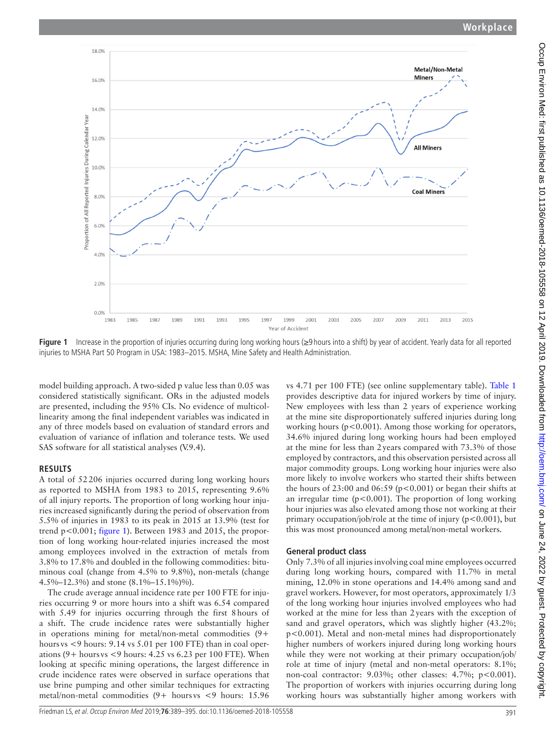**Figure 1** Increase in the proportion of injuries occurring during long working hours (≥9 hours into a shift) by year of accident. Yearly data for all reported injuries to MSHA Part 50 Program in USA: 1983–2015. MSHA, Mine Safety and Health Administration.

model building approach. A two-sided p value less than 0.05 was considered statistically significant. ORs in the adjusted models are presented, including the 95% CIs. No evidence of multicollinearity among the final independent variables was indicated in any of three models based on evaluation of standard errors and evaluation of variance of inflation and tolerance tests. We used SAS software for all statistical analyses (V.9.4).

## RESULTS

A total of 52 206 injuries occurred during long working hours as reported to MSHA from 1983 to 2015, representing 9.6% of all injury reports. The proportion of long working hour injuries increased significantly during the period of observation from 5.5% of injuries in 1983 to its peak in 2015 at 13.9% (test for trend $p<0.001$; figure 1). Between 1983 and 2015, the proportion of long working hour-related injuries increased the most among employees involved in the extraction of metals from 3.8% to 17.8% and doubled in the following commodities: bituminous coal (change from 4.5% to 9.8%), non-metals (change 4.5%–12.3%) and stone (8.1%–15.1%)%).

The crude average annual incidence rate per 100 FTE for injuries occurring 9 or more hours into a shift was 6.54 compared with 5.49 for injuries occurring through the first 8 hours of a shift. The crude incidence rates were substantially higher in operations mining for metal/non-metal commodities (9+ hours vs <9 hours: 9.14 vs 5.01 per 100 FTE) than in coal operations (9+ hours vs <9 hours: 4.25 vs 6.23 per 100 FTE). When looking at specific mining operations, the largest difference in crude incidence rates were observed in surface operations that use brine pumping and other similar techniques for extracting metal/non-metal commodities (9+ hours vs <9 hours: 15.96 vs 4.71 per 100 FTE) (see online supplementary table). Table 1 provides descriptive data for injured workers by time of injury. New employees with less than 2 years of experience working at the mine site disproportionately suffered injuries during long working hours ($p<0.001$). Among those working for operators, 34.6% injured during long working hours had been employed at the mine for less than 2 years compared with 73.3% of those employed by contractors, and this observation persisted across all major commodity groups. Long working hour injuries were also more likely to involve workers who started their shifts between the hours of 23:00 and 06:59 ($p<0.001$) or began their shifts at an irregular time ($p<0.001$). The proportion of long working hour injuries was also elevated among those not working at their primary occupation/job/role at the time of injury ($p<0.001$), but this was most pronounced among metal/non-metal workers.

### General product class

Only 7.3% of all injuries involving coal mine employees occurred during long working hours, compared with 11.7% in metal mining, 12.0% in stone operations and 14.4% among sand and gravel workers. However, for most operators, approximately 1/3 of the long working hour injuries involved employees who had worked at the mine for less than 2 years with the exception of sand and gravel operators, which was slightly higher (43.2%; $p<0.001$). Metal and non-metal mines had disproportionately higher numbers of workers injured during long working hours while they were not working at their primary occupation/job/role at time of injury (metal and non-metal operators: 8.1%; non-coal contractor: 9.03%; other classes: 4.7%; $p<0.001$). The proportion of workers with injuries occurring during long working hours was substantially higher among workers with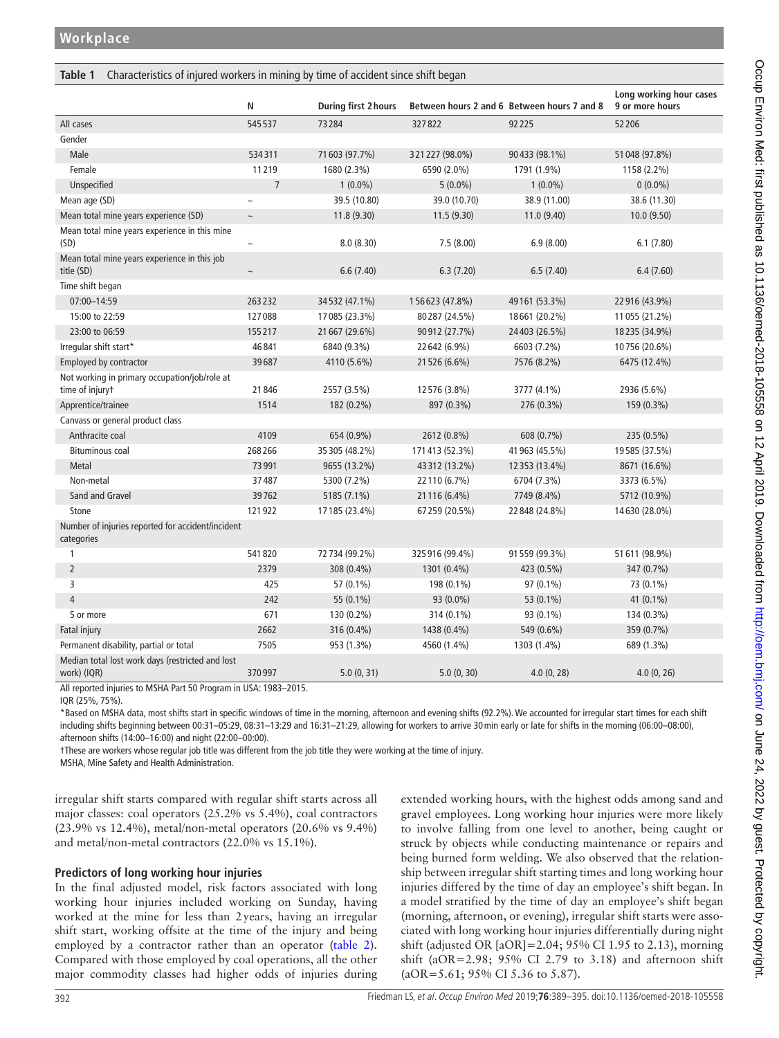**Table 1** Characteristics of injured workers in mining by time of accident since shift began

| | N | During first 2 hours | Between hours 2 and 6 | Between hours 7 and 8 | Long working hour cases 9 or more hours |
|---|---|---|---|---|---|
| All cases | 545 537 | 73 284 | 327 822 | 92 225 | 52 206 |
| Gender | | | | | |
| Male | 534 311 | 71 603 (97.7%) | 321 227 (98.0%) | 90 433 (98.1%) | 51 048 (97.8%) |
| Female | 11 219 | 1680 (2.3%) | 6590 (2.0%) | 1791 (1.9%) | 1158 (2.2%) |
| Unspecified | 7 | 1 (0.0%) | 5 (0.0%) | 1 (0.0%) | 0 (0.0%) |
| Mean age (SD) | ~ | 39.5 (10.80) | 39.0 (10.70) | 38.9 (11.00) | 38.6 (11.30) |
| Mean total mine years experience (SD) | ~ | 11.8 (9.30) | 11.5 (9.30) | 11.0 (9.40) | 10.0 (9.50) |
| Mean total mine years experience in this mine (SD) | ~ | 8.0 (8.30) | 7.5 (8.00) | 6.9 (8.00) | 6.1 (7.80) |
| Mean total mine years experience in this job title (SD) | ~ | 6.6 (7.40) | 6.3 (7.20) | 6.5 (7.40) | 6.4 (7.60) |
| Time shift began | | | | | |
| 07:00–14:59 | 263 232 | 34 532 (47.1%) | 156 623 (47.8%) | 49 161 (53.3%) | 22 916 (43.9%) |
| 15:00 to 22:59 | 127 088 | 17 085 (23.3%) | 80 287 (24.5%) | 18 661 (20.2%) | 11 055 (21.2%) |
| 23:00 to 06:59 | 155 217 | 21 667 (29.6%) | 90 912 (27.7%) | 24 403 (26.5%) | 18 235 (34.9%) |
| Irregular shift start* | 46 841 | 6840 (9.3%) | 22 642 (6.9%) | 6603 (7.2%) | 10 756 (20.6%) |
| Employed by contractor | 39 687 | 4110 (5.6%) | 21 526 (6.6%) | 7576 (8.2%) | 6475 (12.4%) |
| Not working in primary occupation/job/role at time of injury† | 21 846 | 2557 (3.5%) | 12 576 (3.8%) | 3777 (4.1%) | 2936 (5.6%) |
| Apprentice/trainee | 1514 | 182 (0.2%) | 897 (0.3%) | 276 (0.3%) | 159 (0.3%) |
| Canvass or general product class | | | | | |
| Anthracite coal | 4109 | 654 (0.9%) | 2612 (0.8%) | 608 (0.7%) | 235 (0.5%) |
| Bituminous coal | 268 266 | 35 305 (48.2%) | 171 413 (52.3%) | 41 963 (45.5%) | 19 585 (37.5%) |
| Metal | 73 991 | 9655 (13.2%) | 43 312 (13.2%) | 12 353 (13.4%) | 8671 (16.6%) |
| Non-metal | 37 487 | 5300 (7.2%) | 22 110 (6.7%) | 6704 (7.3%) | 3373 (6.5%) |
| Sand and Gravel | 39 762 | 5185 (7.1%) | 21 116 (6.4%) | 7749 (8.4%) | 5712 (10.9%) |
| Stone | 121 922 | 17 185 (23.4%) | 67 259 (20.5%) | 22 848 (24.8%) | 14 630 (28.0%) |
| Number of injuries reported for accident/incident categories | | | | | |
| 1 | 541 820 | 72 734 (99.2%) | 325 916 (99.4%) | 91 559 (99.3%) | 51 611 (98.9%) |
| 2 | 2379 | 308 (0.4%) | 1301 (0.4%) | 423 (0.5%) | 347 (0.7%) |
| 3 | 425 | 57 (0.1%) | 198 (0.1%) | 97 (0.1%) | 73 (0.1%) |
| 4 | 242 | 55 (0.1%) | 93 (0.0%) | 53 (0.1%) | 41 (0.1%) |
| 5 or more | 671 | 130 (0.2%) | 314 (0.1%) | 93 (0.1%) | 134 (0.3%) |
| Fatal injury | 2662 | 316 (0.4%) | 1438 (0.4%) | 549 (0.6%) | 359 (0.7%) |
| Permanent disability, partial or total | 7505 | 953 (1.3%) | 4560 (1.4%) | 1303 (1.4%) | 689 (1.3%) |
| Median total lost work days (restricted and lost work) (IQR) | 370 997 | 5.0 (0, 31) | 5.0 (0, 30) | 4.0 (0, 28) | 4.0 (0, 26) |

All reported injuries to MSHA Part 50 Program in USA: 1983–2015.

IQR (25%, 75%).

*Based on MSHA data, most shifts start in specific windows of time in the morning, afternoon and evening shifts (92.2%). We accounted for irregular start times for each shift including shifts beginning between 00:31–05:29, 08:31–13:29 and 16:31–21:29, allowing for workers to arrive 30 min early or late for shifts in the morning (06:00–08:00), afternoon shifts (14:00–16:00) and night (22:00–00:00).

†These are workers whose regular job title was different from the job title they were working at the time of injury.

MSHA, Mine Safety and Health Administration.

irregular shift starts compared with regular shift starts across all major classes: coal operators (25.2% vs 5.4%), coal contractors (23.9% vs 12.4%), metal/non-metal operators (20.6% vs 9.4%) and metal/non-metal contractors (22.0% vs 15.1%).

### Predictors of long working hour injuries

In the final adjusted model, risk factors associated with long working hour injuries included working on Sunday, having worked at the mine for less than 2 years, having an irregular shift start, working offsite at the time of the injury and being employed by a contractor rather than an operator (table 2). Compared with those employed by coal operations, all the other major commodity classes had higher odds of injuries during extended working hours, with the highest odds among sand and gravel employees. Long working hour injuries were more likely to involve falling from one level to another, being caught or struck by objects while conducting maintenance or repairs and being burned form welding. We also observed that the relationship between irregular shift starting times and long working hour injuries differed by the time of day an employee's shift began. In a model stratified by the time of day an employee's shift began (morning, afternoon, or evening), irregular shift starts were associated with long working hour injuries differentially during night shift (adjusted OR [aOR]=2.04; 95% CI 1.95 to 2.13), morning shift (aOR=2.98; 95% CI 2.79 to 3.18) and afternoon shift (aOR=5.61; 95% CI 5.36 to 5.87).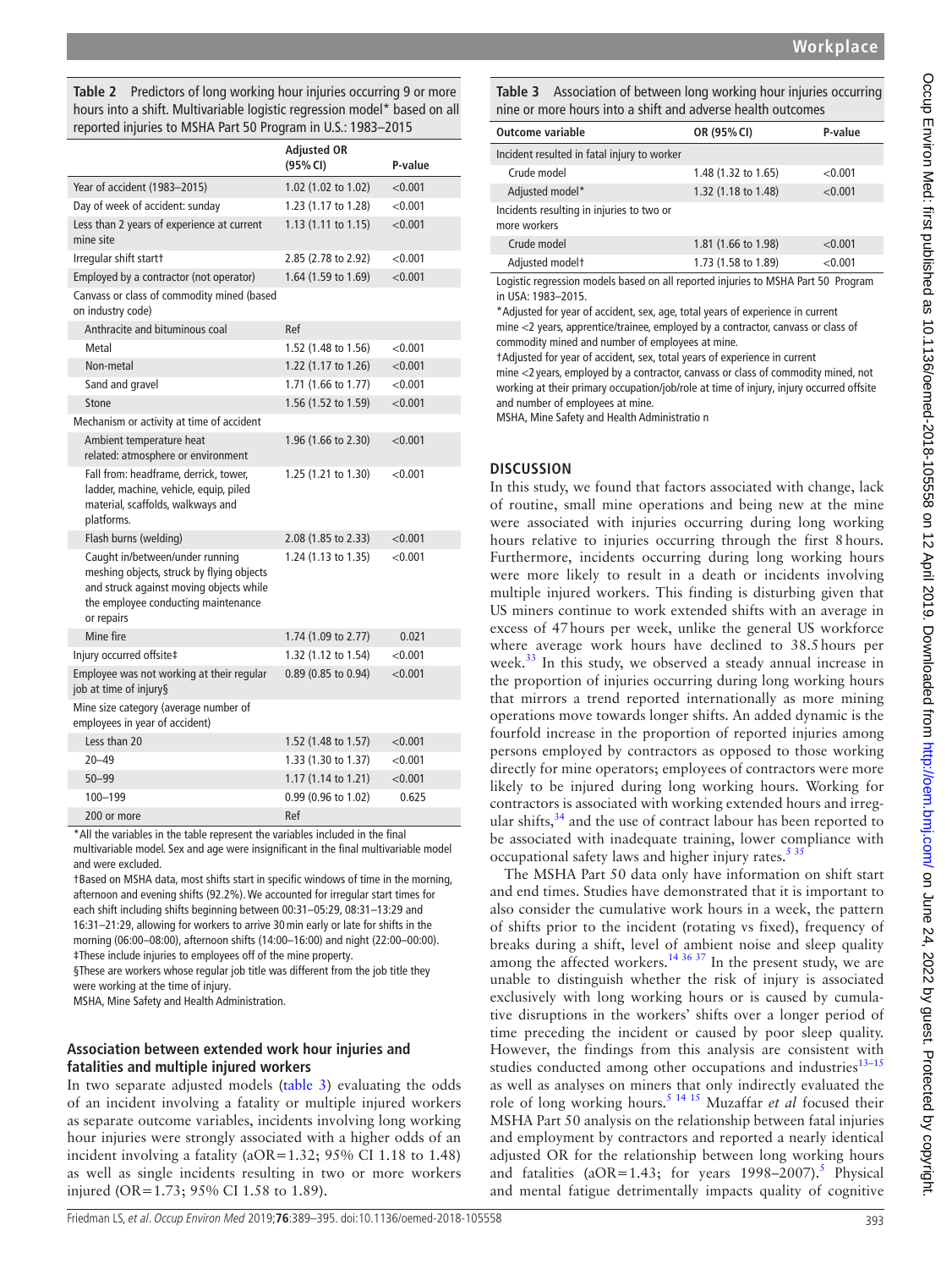**Table 2** Predictors of long working hour injuries occurring 9 or more hours into a shift. Multivariable logistic regression model* based on all reported injuries to MSHA Part 50 Program in U.S.: 1983–2015

| | Adjusted OR (95% CI) | P-value |
|---|---|---|
| Year of accident (1983–2015) | 1.02 (1.02 to 1.02) | <0.001 |
| Day of week of accident: sunday | 1.23 (1.17 to 1.28) | <0.001 |
| Less than 2 years of experience at current mine site | 1.13 (1.11 to 1.15) | <0.001 |
| Irregular shift start† | 2.85 (2.78 to 2.92) | <0.001 |
| Employed by a contractor (not operator) | 1.64 (1.59 to 1.69) | <0.001 |
| Canvass or class of commodity mined (based on industry code) | | |
| Anthracite and bituminous coal | Ref | |
| Metal | 1.52 (1.48 to 1.56) | <0.001 |
| Non-metal | 1.22 (1.17 to 1.26) | <0.001 |
| Sand and gravel | 1.71 (1.66 to 1.77) | <0.001 |
| Stone | 1.56 (1.52 to 1.59) | <0.001 |
| Mechanism or activity at time of accident | | |
| Ambient temperature heat related: atmosphere or environment | 1.96 (1.66 to 2.30) | <0.001 |
| Fall from: headframe, derrick, tower, ladder, machine, vehicle, equip, piled material, scaffolds, walkways and platforms. | 1.25 (1.21 to 1.30) | <0.001 |
| Flash burns (welding) | 2.08 (1.85 to 2.33) | <0.001 |
| Caught in/between/under running meshing objects, struck by flying objects and struck against moving objects while the employee conducting maintenance or repairs | 1.24 (1.13 to 1.35) | <0.001 |
| Mine fire | 1.74 (1.09 to 2.77) | 0.021 |
| Injury occurred offsite‡ | 1.32 (1.12 to 1.54) | <0.001 |
| Employee was not working at their regular job at time of injury§ | 0.89 (0.85 to 0.94) | <0.001 |
| Mine size category (average number of employees in year of accident) | | |
| Less than 20 | 1.52 (1.48 to 1.57) | <0.001 |
| 20–49 | 1.33 (1.30 to 1.37) | <0.001 |
| 50–99 | 1.17 (1.14 to 1.21) | <0.001 |
| 100–199 | 0.99 (0.96 to 1.02) | 0.625 |
| 200 or more | Ref | |

*All the variables in the table represent the variables included in the final multivariable model. Sex and age were insignificant in the final multivariable model and were excluded.
†Based on MSHA data, most shifts start in specific windows of time in the morning, afternoon and evening shifts (92.2%). We accounted for irregular start times for each shift including shifts beginning between 00:31–05:29, 08:31–13:29 and 16:31–21:29, allowing for workers to arrive 30 min early or late for shifts in the morning (06:00–08:00), afternoon shifts (14:00–16:00) and night (22:00–00:00).
‡These include injuries to employees off of the mine property.
§These are workers whose regular job title was different from the job title they were working at the time of injury.
MSHA, Mine Safety and Health Administration.

### Association between extended work hour injuries and fatalities and multiple injured workers

In two separate adjusted models (table 3) evaluating the odds of an incident involving a fatality or multiple injured workers as separate outcome variables, incidents involving long working hour injuries were strongly associated with a higher odds of an incident involving a fatality (aOR=1.32; 95% CI 1.18 to 1.48) as well as single incidents resulting in two or more workers injured (OR=1.73; 95% CI 1.58 to 1.89).

**Table 3** Association of between long working hour injuries occurring nine or more hours into a shift and adverse health outcomes

| Outcome variable | OR (95% CI) | P-value |
|---|---|---|
| Incident resulted in fatal injury to worker | | |
| Crude model | 1.48 (1.32 to 1.65) | <0.001 |
| Adjusted model* | 1.32 (1.18 to 1.48) | <0.001 |
| Incidents resulting in injuries to two or more workers | | |
| Crude model | 1.81 (1.66 to 1.98) | <0.001 |
| Adjusted model† | 1.73 (1.58 to 1.89) | <0.001 |

Logistic regression models based on all reported injuries to MSHA Part 50 Program in USA: 1983–2015.
*Adjusted for year of accident, sex, age, total years of experience in current mine <2 years, apprentice/trainee, employed by a contractor, canvass or class of commodity mined and number of employees at mine.
†Adjusted for year of accident, sex, total years of experience in current mine <2 years, employed by a contractor, canvass or class of commodity mined, not working at their primary occupation/job/role at time of injury, injury occurred offsite and number of employees at mine.
MSHA, Mine Safety and Health Administratio n

## DISCUSSION

In this study, we found that factors associated with change, lack of routine, small mine operations and being new at the mine were associated with injuries occurring during long working hours relative to injuries occurring through the first 8 hours. Furthermore, incidents occurring during long working hours were more likely to result in a death or incidents involving multiple injured workers. This finding is disturbing given that US miners continue to work extended shifts with an average in excess of 47 hours per week, unlike the general US workforce where average work hours have declined to 38.5 hours per week.[33] In this study, we observed a steady annual increase in the proportion of injuries occurring during long working hours that mirrors a trend reported internationally as more mining operations move towards longer shifts. An added dynamic is the fourfold increase in the proportion of reported injuries among persons employed by contractors as opposed to those working directly for mine operators; employees of contractors were more likely to be injured during long working hours. Working for contractors is associated with working extended hours and irregular shifts,[34] and the use of contract labour has been reported to be associated with inadequate training, lower compliance with occupational safety laws and higher injury rates.[5 35]

The MSHA Part 50 data only have information on shift start and end times. Studies have demonstrated that it is important to also consider the cumulative work hours in a week, the pattern of shifts prior to the incident (rotating vs fixed), frequency of breaks during a shift, level of ambient noise and sleep quality among the affected workers.[14 36 37] In the present study, we are unable to distinguish whether the risk of injury is associated exclusively with long working hours or is caused by cumulative disruptions in the workers' shifts over a longer period of time preceding the incident or caused by poor sleep quality. However, the findings from this analysis are consistent with studies conducted among other occupations and industries[13–15] as well as analyses on miners that only indirectly evaluated the role of long working hours.[5 14 15] Muzaffar *et al* focused their MSHA Part 50 analysis on the relationship between fatal injuries and employment by contractors and reported a nearly identical adjusted OR for the relationship between long working hours and fatalities (aOR=1.43; for years 1998–2007).[5] Physical and mental fatigue detrimentally impacts quality of cognitive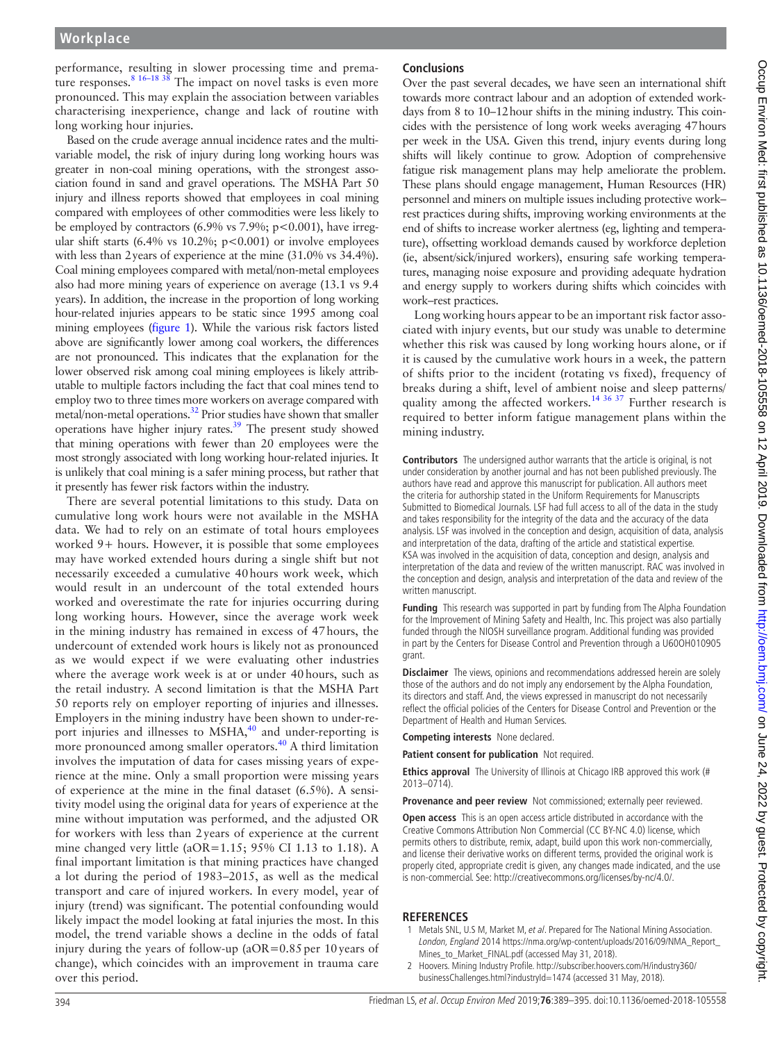performance, resulting in slower processing time and premature responses.[8 16–18 38] The impact on novel tasks is even more pronounced. This may explain the association between variables characterising inexperience, change and lack of routine with long working hour injuries.

Based on the crude average annual incidence rates and the multivariable model, the risk of injury during long working hours was greater in non-coal mining operations, with the strongest association found in sand and gravel operations. The MSHA Part 50 injury and illness reports showed that employees in coal mining compared with employees of other commodities were less likely to be employed by contractors (6.9% vs 7.9%; $p<0.001$), have irregular shift starts (6.4% vs 10.2%; $p<0.001$) or involve employees with less than 2 years of experience at the mine (31.0% vs 34.4%). Coal mining employees compared with metal/non-metal employees also had more mining years of experience on average (13.1 vs 9.4 years). In addition, the increase in the proportion of long working hour-related injuries appears to be static since 1995 among coal mining employees (figure 1). While the various risk factors listed above are significantly lower among coal workers, the differences are not pronounced. This indicates that the explanation for the lower observed risk among coal mining employees is likely attributable to multiple factors including the fact that coal mines tend to employ two to three times more workers on average compared with metal/non-metal operations.[32] Prior studies have shown that smaller operations have higher injury rates.[39] The present study showed that mining operations with fewer than 20 employees were the most strongly associated with long working hour-related injuries. It is unlikely that coal mining is a safer mining process, but rather that it presently has fewer risk factors within the industry.

There are several potential limitations to this study. Data on cumulative long work hours were not available in the MSHA data. We had to rely on an estimate of total hours employees worked 9+ hours. However, it is possible that some employees may have worked extended hours during a single shift but not necessarily exceeded a cumulative 40 hours work week, which would result in an undercount of the total extended hours worked and overestimate the rate for injuries occurring during long working hours. However, since the average work week in the mining industry has remained in excess of 47 hours, the undercount of extended work hours is likely not as pronounced as we would expect if we were evaluating other industries where the average work week is at or under 40 hours, such as the retail industry. A second limitation is that the MSHA Part 50 reports rely on employer reporting of injuries and illnesses. Employers in the mining industry have been shown to under-report injuries and illnesses to MSHA,[40] and under-reporting is more pronounced among smaller operators.[40] A third limitation involves the imputation of data for cases missing years of experience at the mine. Only a small proportion were missing years of experience at the mine in the final dataset (6.5%). A sensitivity model using the original data for years of experience at the mine without imputation was performed, and the adjusted OR for workers with less than 2 years of experience at the current mine changed very little (aOR=1.15; 95% CI 1.13 to 1.18). A final important limitation is that mining practices have changed a lot during the period of 1983–2015, as well as the medical transport and care of injured workers. In every model, year of injury (trend) was significant. The potential confounding would likely impact the model looking at fatal injuries the most. In this model, the trend variable shows a decline in the odds of fatal injury during the years of follow-up (aOR=0.85 per 10 years of change), which coincides with an improvement in trauma care over this period.

## Conclusions

Over the past several decades, we have seen an international shift towards more contract labour and an adoption of extended workdays from 8 to 10–12 hour shifts in the mining industry. This coincides with the persistence of long work weeks averaging 47 hours per week in the USA. Given this trend, injury events during long shifts will likely continue to grow. Adoption of comprehensive fatigue risk management plans may help ameliorate the problem. These plans should engage management, Human Resources (HR) personnel and miners on multiple issues including protective work–rest practices during shifts, improving working environments at the end of shifts to increase worker alertness (eg, lighting and temperature), offsetting workload demands caused by workforce depletion (ie, absent/sick/injured workers), ensuring safe working temperatures, managing noise exposure and providing adequate hydration and energy supply to workers during shifts which coincides with work–rest practices.

Long working hours appear to be an important risk factor associated with injury events, but our study was unable to determine whether this risk was caused by long working hours alone, or if it is caused by the cumulative work hours in a week, the pattern of shifts prior to the incident (rotating vs fixed), frequency of breaks during a shift, level of ambient noise and sleep patterns/quality among the affected workers.[14 36 37] Further research is required to better inform fatigue management plans within the mining industry.

**Contributors** The undersigned author warrants that the article is original, is not under consideration by another journal and has not been published previously. The authors have read and approve this manuscript for publication. All authors meet the criteria for authorship stated in the Uniform Requirements for Manuscripts Submitted to Biomedical Journals. LSF had full access to all of the data in the study and takes responsibility for the integrity of the data and the accuracy of the data analysis. LSF was involved in the conception and design, acquisition of data, analysis and interpretation of the data, drafting of the article and statistical expertise. KSA was involved in the acquisition of data, conception and design, analysis and interpretation of the data and review of the written manuscript. RAC was involved in the conception and design, analysis and interpretation of the data and review of the written manuscript.

**Funding** This research was supported in part by funding from The Alpha Foundation for the Improvement of Mining Safety and Health, Inc. This project was also partially funded through the NIOSH surveillance program. Additional funding was provided in part by the Centers for Disease Control and Prevention through a U60OH010905 grant.

**Disclaimer** The views, opinions and recommendations addressed herein are solely those of the authors and do not imply any endorsement by the Alpha Foundation, its directors and staff. And, the views expressed in manuscript do not necessarily reflect the official policies of the Centers for Disease Control and Prevention or the Department of Health and Human Services.

**Competing interests** None declared.

**Patient consent for publication** Not required.

**Ethics approval** The University of Illinois at Chicago IRB approved this work (# 2013–0714).

**Provenance and peer review** Not commissioned; externally peer reviewed.

**Open access** This is an open access article distributed in accordance with the Creative Commons Attribution Non Commercial (CC BY-NC 4.0) license, which permits others to distribute, remix, adapt, build upon this work non-commercially, and license their derivative works on different terms, provided the original work is properly cited, appropriate credit is given, any changes made indicated, and the use is non-commercial. See: http://creativecommons.org/licenses/by-nc/4.0/.

## REFERENCES

1. Metals SNL, U.S M, Market M, *et al*. Prepared for The National Mining Association. *London, England* 2014 https://nma.org/wp-content/uploads/2016/09/NMA_Report_Mines_to_Market_FINAL.pdf (accessed May 31, 2018).
2. Hoovers. Mining Industry Profile. http://subscriber.hoovers.com/H/industry360/businessChallenges.html?industryId=1474 (accessed 31 May, 2018).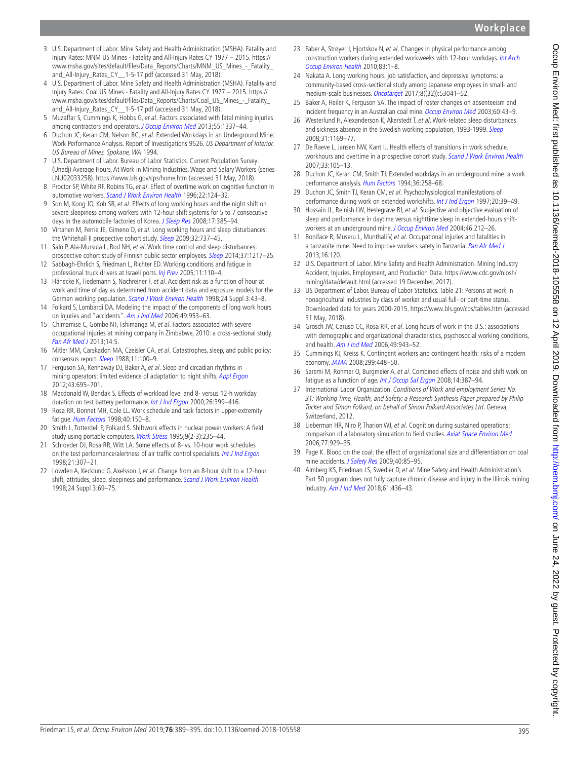3 U.S. Department of Labor. Mine Safety and Health Administration (MSHA). Fatality and Injury Rates: MNM US Mines - Fatality and All-Injury Rates CY 1977 – 2015. https://www.msha.gov/sites/default/files/Data_Reports/Charts/MNM_US_Mines_-_Fatality_and_All-Injury_Rates_CY__1-5-17.pdf (accessed 31 May, 2018).
4 U.S. Department of Labor. Mine Safety and Health Administration (MSHA). Fatality and Injury Rates: Coal US Mines - Fatality and All-Injury Rates CY 1977 – 2015. https://www.msha.gov/sites/default/files/Data_Reports/Charts/Coal_US_Mines_-_Fatality_and_All-Injury_Rates_CY__1-5-17.pdf (accessed 31 May, 2018).
5 Muzaffar S, Cummings K, Hobbs G, *et al*. Factors associated with fatal mining injuries among contractors and operators. *J Occup Environ Med* 2013;55:1337–44.
6 Duchon JC, Keran CM, Nelson BC, *et al*. Extended Workdays in an Underground Mine: Work Performance Analysis. Report of Investigations 9526. *US Department of Interior. US Bureau of Mines. Spokane, WA* 1994.
7 U.S. Department of Labor. Bureau of Labor Statistics. Current Population Survey. (Unadj) Average Hours, At Work in Mining Industries, Wage and Salary Workers (series LNU02033258). https://www.bls.gov/cps/home.htm (accessed 31 May, 2018).
8 Proctor SP, White RF, Robins TG, *et al*. Effect of overtime work on cognitive function in automotive workers. *Scand J Work Environ Health* 1996;22:124–32.
9 Son M, Kong JO, Koh SB, *et al*. Effects of long working hours and the night shift on severe sleepiness among workers with 12-hour shift systems for 5 to 7 consecutive days in the automobile factories of Korea. *J Sleep Res* 2008;17:385–94.
10 Virtanen M, Ferrie JE, Gimeno D, *et al*. Long working hours and sleep disturbances: the Whitehall II prospective cohort study. *Sleep* 2009;32:737–45.
11 Salo P, Ala-Mursula L, Rod NH, *et al*. Work time control and sleep disturbances: prospective cohort study of Finnish public sector employees. *Sleep* 2014;37:1217–25.
12 Sabbagh-Ehrlich S, Friedman L, Richter ED. Working conditions and fatigue in professional truck drivers at Israeli ports. *Inj Prev* 2005;11:110–4.
13 Hänecke K, Tiedemann S, Nachreiner F, *et al*. Accident risk as a function of hour at work and time of day as determined from accident data and exposure models for the German working population. *Scand J Work Environ Health* 1998;24 Suppl 3:43–8.
14 Folkard S, Lombardi DA. Modeling the impact of the components of long work hours on injuries and "accidents". *Am J Ind Med* 2006;49:953–63.
15 Chimamise C, Gombe NT, Tshimanga M, *et al*. Factors associated with severe occupational injuries at mining company in Zimbabwe, 2010: a cross-sectional study. *Pan Afr Med J* 2013;14:5.
16 Mitler MM, Carskadon MA, Czeisler CA, *et al*. Catastrophes, sleep, and public policy: consensus report. *Sleep* 1988;11:100–9.
17 Ferguson SA, Kennaway DJ, Baker A, *et al*. Sleep and circadian rhythms in mining operators: limited evidence of adaptation to night shifts. *Appl Ergon* 2012;43:695–701.
18 Macdonald W, Bendak S. Effects of workload level and 8- versus 12-h workday duration on test battery performance. *Int J Ind Ergon* 2000;26:399–416.
19 Rosa RR, Bonnet MH, Cole LL. Work schedule and task factors in upper-extremity fatigue. *Hum Factors* 1998;40:150–8.
20 Smith L, Totterdell P, Folkard S. Shiftwork effects in nuclear power workers: A field study using portable computers. *Work Stress* 1995;9(2-3):235–44.
21 Schroeder DJ, Rosa RR, Witt LA. Some effects of 8- vs. 10-hour work schedules on the test performance/alertness of air traffic control specialists. *Int J Ind Ergon* 1998;21:307–21.
22 Lowden A, Kecklund G, Axelsson J, *et al*. Change from an 8-hour shift to a 12-hour shift, attitudes, sleep, sleepiness and performance. *Scand J Work Environ Health* 1998;24 Suppl 3:69–75.
23 Faber A, Strøyer J, Hjortskov N, *et al*. Changes in physical performance among construction workers during extended workweeks with 12-hour workdays. *Int Arch Occup Environ Health* 2010;83:1–8.
24 Nakata A. Long working hours, job satisfaction, and depressive symptoms: a community-based cross-sectional study among Japanese employees in small- and medium-scale businesses. *Oncotarget* 2017;8((32)):53041–52.
25 Baker A, Heiler K, Ferguson SA. The impact of roster changes on absenteeism and incident frequency in an Australian coal mine. *Occup Environ Med* 2003;60:43–9.
26 Westerlund H, Alexanderson K, Akerstedt T, *et al*. Work-related sleep disturbances and sickness absence in the Swedish working population, 1993-1999. *Sleep* 2008;31:1169–77.
27 De Raeve L, Jansen NW, Kant IJ. Health effects of transitions in work schedule, workhours and overtime in a prospective cohort study. *Scand J Work Environ Health* 2007;33:105–13.
28 Duchon JC, Keran CM, Smith TJ. Extended workdays in an underground mine: a work performance analysis. *Hum Factors* 1994;36:258–68.
29 Duchon JC, Smith TJ, Keran CM, *et al*. Psychophysiological manifestations of performance during work on extended workshifts. *Int J Ind Ergon* 1997;20:39–49.
30 Hossain JL, Reinish LW, Heslegrave RJ, *et al*. Subjective and objective evaluation of sleep and performance in daytime versus nighttime sleep in extended-hours shift-workers at an underground mine. *J Occup Environ Med* 2004;46:212–26.
31 Boniface R, Museru L, Munthali V, *et al*. Occupational injuries and fatalities in a tanzanite mine: Need to improve workers safety in Tanzania. *Pan Afr Med J* 2013;16:120.
32 U.S. Department of Labor. Mine Safety and Health Administration. Mining Industry Accident, Injuries, Employment, and Production Data. https://www.cdc.gov/niosh/mining/data/default.html (accessed 19 December, 2017).
33 US Department of Labor. Bureau of Labor Statistics. Table 21: Persons at work in nonagricultural industries by class of worker and usual full- or part-time status. Downloaded data for years 2000-2015. https://www.bls.gov/cps/tables.htm (accessed 31 May, 2018).
34 Grosch JW, Caruso CC, Rosa RR, *et al*. Long hours of work in the U.S.: associations with demographic and organizational characteristics, psychosocial working conditions, and health. *Am J Ind Med* 2006;49:943–52.
35 Cummings KJ, Kreiss K. Contingent workers and contingent health: risks of a modern economy. *JAMA* 2008;299:448–50.
36 Saremi M, Rohmer O, Burgmeier A, *et al*. Combined effects of noise and shift work on fatigue as a function of age. *Int J Occup Saf Ergon* 2008;14:387–94.
37 International Labor Organization. *Conditions of Work and employment Series No. 31: Working Time, Health, and Safety: a Research Synthesis Paper prepared by Philip Tucker and Simon Folkard, on behalf of Simon Folkard Associates Ltd*. Geneva, Switzerland, 2012.
38 Lieberman HR, Niro P, Tharion WJ, *et al*. Cognition during sustained operations: comparison of a laboratory simulation to field studies. *Aviat Space Environ Med* 2006;77:929–35.
39 Page K. Blood on the coal: the effect of organizational size and differentiation on coal mine accidents. *J Safety Res* 2009;40:85–95.
40 Almberg KS, Friedman LS, Swedler D, *et al*. Mine Safety and Health Administration's Part 50 program does not fully capture chronic disease and injury in the Illinois mining industry. *Am J Ind Med* 2018;61:436–43.